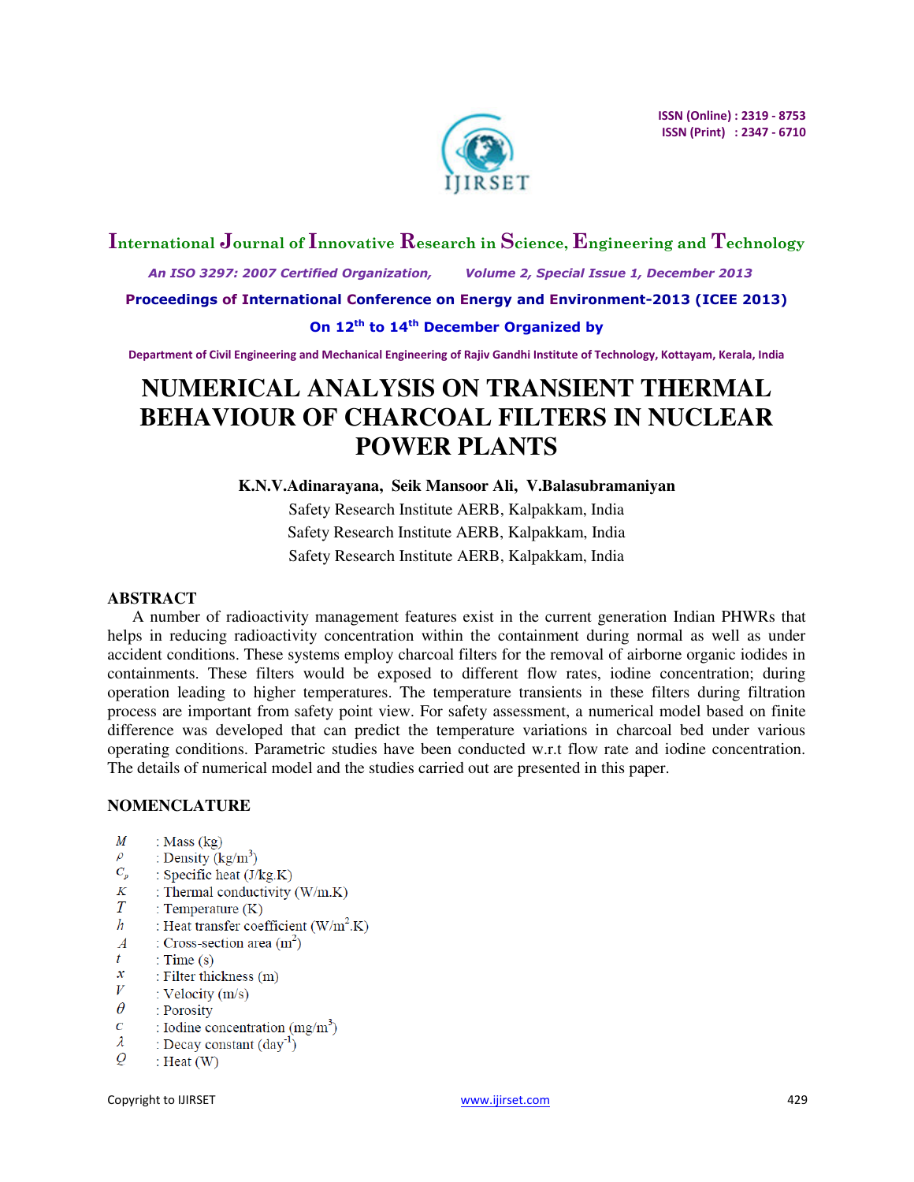# NUMERICAL ANALYSIS ON TRANSIENT THERMAL BEHAVIOUR OF CHARCOAL FILTERS IN NUCLEAR POWER PLANTS

**K.N.V.Adinarayana, Seik Mansoor Ali, V.Balasubramaniyan**

Safety Research Institute AERB, Kalpakkam, India

Safety Research Institute AERB, Kalpakkam, India

Safety Research Institute AERB, Kalpakkam, India

## ABSTRACT

A number of radioactivity management features exist in the current generation Indian PHWRs that helps in reducing radioactivity concentration within the containment during normal as well as under accident conditions. These systems employ charcoal filters for the removal of airborne organic iodides in containments. These filters would be exposed to different flow rates, iodine concentration; during operation leading to higher temperatures. The temperature transients in these filters during filtration process are important from safety point view. For safety assessment, a numerical model based on finite difference was developed that can predict the temperature variations in charcoal bed under various operating conditions. Parametric studies have been conducted w.r.t flow rate and iodine concentration. The details of numerical model and the studies carried out are presented in this paper.

## NOMENCLATURE

- $M$ : Mass (kg)
- $\rho$ : Density (kg/m$^3$)
- $C_p$ : Specific heat (J/kg.K)
- $K$ : Thermal conductivity (W/m.K)
- $T$ : Temperature (K)
- $h$ : Heat transfer coefficient (W/m$^2$.K)
- $A$ : Cross-section area (m$^2$)
- $t$ : Time (s)
- $x$ : Filter thickness (m)
- $V$ : Velocity (m/s)
- $\theta$ : Porosity
- $c$ : Iodine concentration (mg/m$^3$)
- $\lambda$ : Decay constant (day$^{-1}$)
- $Q$ : Heat (W)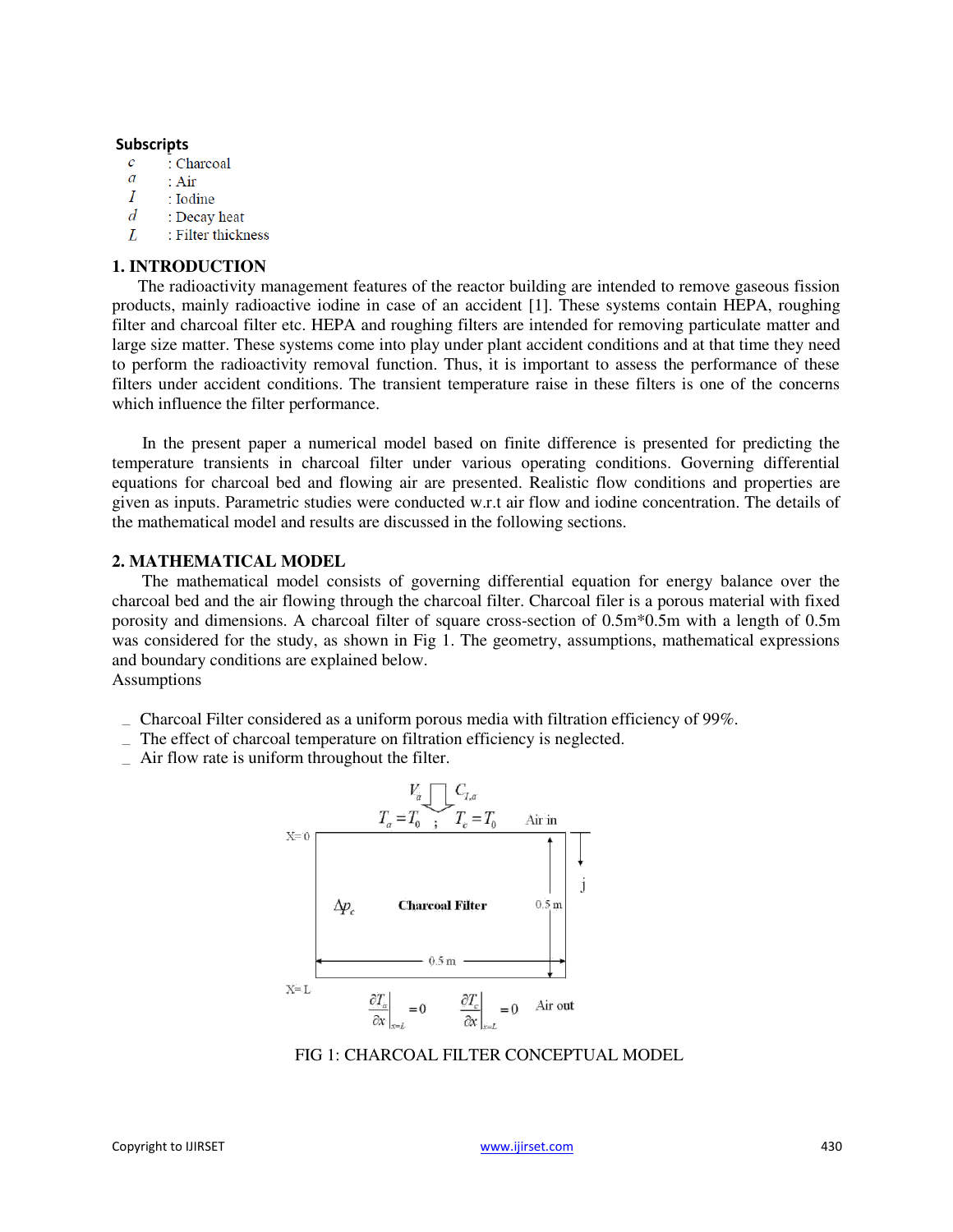**Subscripts**

- $c$ : Charcoal
- $a$ : Air
- $I$ : Iodine
- $d$ : Decay heat
- $L$ : Filter thickness

## 1. INTRODUCTION

The radioactivity management features of the reactor building are intended to remove gaseous fission products, mainly radioactive iodine in case of an accident [1]. These systems contain HEPA, roughing filter and charcoal filter etc. HEPA and roughing filters are intended for removing particulate matter and large size matter. These systems come into play under plant accident conditions and at that time they need to perform the radioactivity removal function. Thus, it is important to assess the performance of these filters under accident conditions. The transient temperature raise in these filters is one of the concerns which influence the filter performance.

In the present paper a numerical model based on finite difference is presented for predicting the temperature transients in charcoal filter under various operating conditions. Governing differential equations for charcoal bed and flowing air are presented. Realistic flow conditions and properties are given as inputs. Parametric studies were conducted w.r.t air flow and iodine concentration. The details of the mathematical model and results are discussed in the following sections.

## 2. MATHEMATICAL MODEL

The mathematical model consists of governing differential equation for energy balance over the charcoal bed and the air flowing through the charcoal filter. Charcoal filer is a porous material with fixed porosity and dimensions. A charcoal filter of square cross-section of 0.5m*0.5m with a length of 0.5m was considered for the study, as shown in Fig 1. The geometry, assumptions, mathematical expressions and boundary conditions are explained below.

Assumptions

- Charcoal Filter considered as a uniform porous media with filtration efficiency of 99%.
- The effect of charcoal temperature on filtration efficiency is neglected.
- Air flow rate is uniform throughout the filter.

$V_a$ $C_{I,a}$

$T_a = T_0$ ; $T_c = T_0$ Air in

X= 0

j

$\Delta p_c$ Charcoal Filter 0.5 m

0.5 m

X= L

$\left.\frac{\partial T_a}{\partial x}\right|_{x=L} = 0$ $\left.\frac{\partial T_c}{\partial x}\right|_{x=L} = 0$ Air out

FIG 1: CHARCOAL FILTER CONCEPTUAL MODEL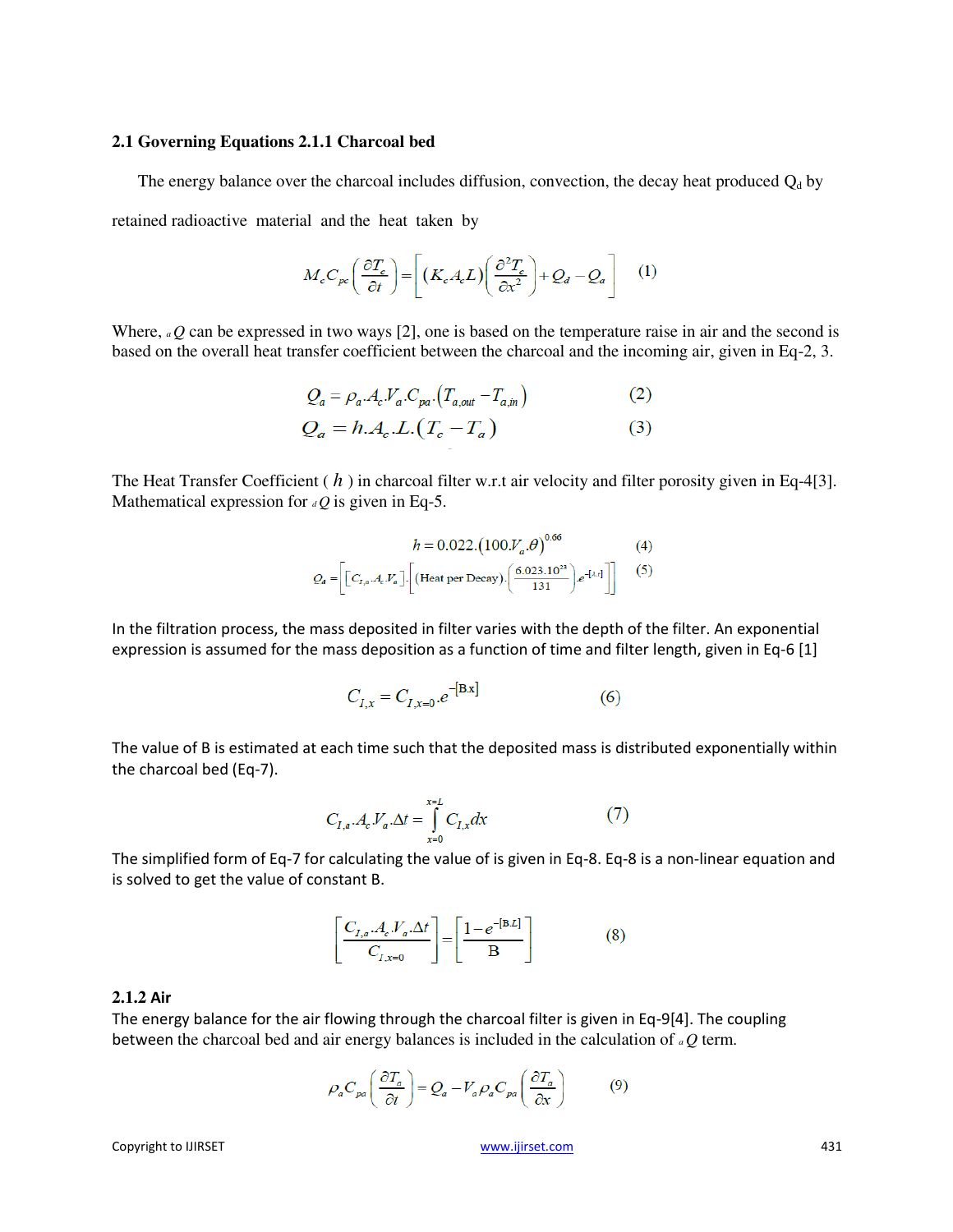## 2.1 Governing Equations 2.1.1 Charcoal bed

The energy balance over the charcoal includes diffusion, convection, the decay heat produced $Q_d$ by retained radioactive material and the heat taken by

$$M_c C_{pc}\left(\frac{\partial T_c}{\partial t}\right) = \left[(K_c A_c L)\left(\frac{\partial^2 T_c}{\partial x^2}\right) + Q_d - Q_a\right] \qquad (1)$$

Where, $_aQ$ can be expressed in two ways [2], one is based on the temperature raise in air and the second is based on the overall heat transfer coefficient between the charcoal and the incoming air, given in Eq-2, 3.

$$Q_a = \rho_a . A_c . V_a . C_{pa} \cdot (T_{a,out} - T_{a,in}) \qquad (2)$$

$$Q_a = h . A_c . L . (T_c - T_a) \qquad (3)$$

The Heat Transfer Coefficient ( $h$ ) in charcoal filter w.r.t air velocity and filter porosity given in Eq-4[3]. Mathematical expression for $_dQ$ is given in Eq-5.

$$h = 0.022 . (100 . V_a . \theta)^{0.66} \qquad (4)$$

$$Q_d = \left[\left[C_{I,a} . A_c . V_a\right] . \left[(\text{Heat per Decay}) . \left(\frac{6.023.10^{23}}{131}\right) . e^{-[\lambda . t]}\right]\right] \qquad (5)$$

In the filtration process, the mass deposited in filter varies with the depth of the filter. An exponential expression is assumed for the mass deposition as a function of time and filter length, given in Eq-6 [1]

$$C_{I,x} = C_{I,x=0} . e^{-[\mathrm{B}.x]} \qquad (6)$$

The value of B is estimated at each time such that the deposited mass is distributed exponentially within the charcoal bed (Eq-7).

$$C_{I,a} . A_c . V_a . \Delta t = \int_{x=0}^{x=L} C_{I,x} dx \qquad (7)$$

The simplified form of Eq-7 for calculating the value of is given in Eq-8. Eq-8 is a non-linear equation and is solved to get the value of constant B.

$$\left[\frac{C_{I,a} . A_c . V_a . \Delta t}{C_{I,x=0}}\right] = \left[\frac{1 - e^{-[\mathrm{B}.L]}}{\mathrm{B}}\right] \qquad (8)$$

### 2.1.2 Air

The energy balance for the air flowing through the charcoal filter is given in Eq-9[4]. The coupling between the charcoal bed and air energy balances is included in the calculation of $_aQ$ term.

$$\rho_a C_{pa}\left(\frac{\partial T_a}{\partial t}\right) = Q_a - V_a \rho_a C_{pa}\left(\frac{\partial T_a}{\partial x}\right) \qquad (9)$$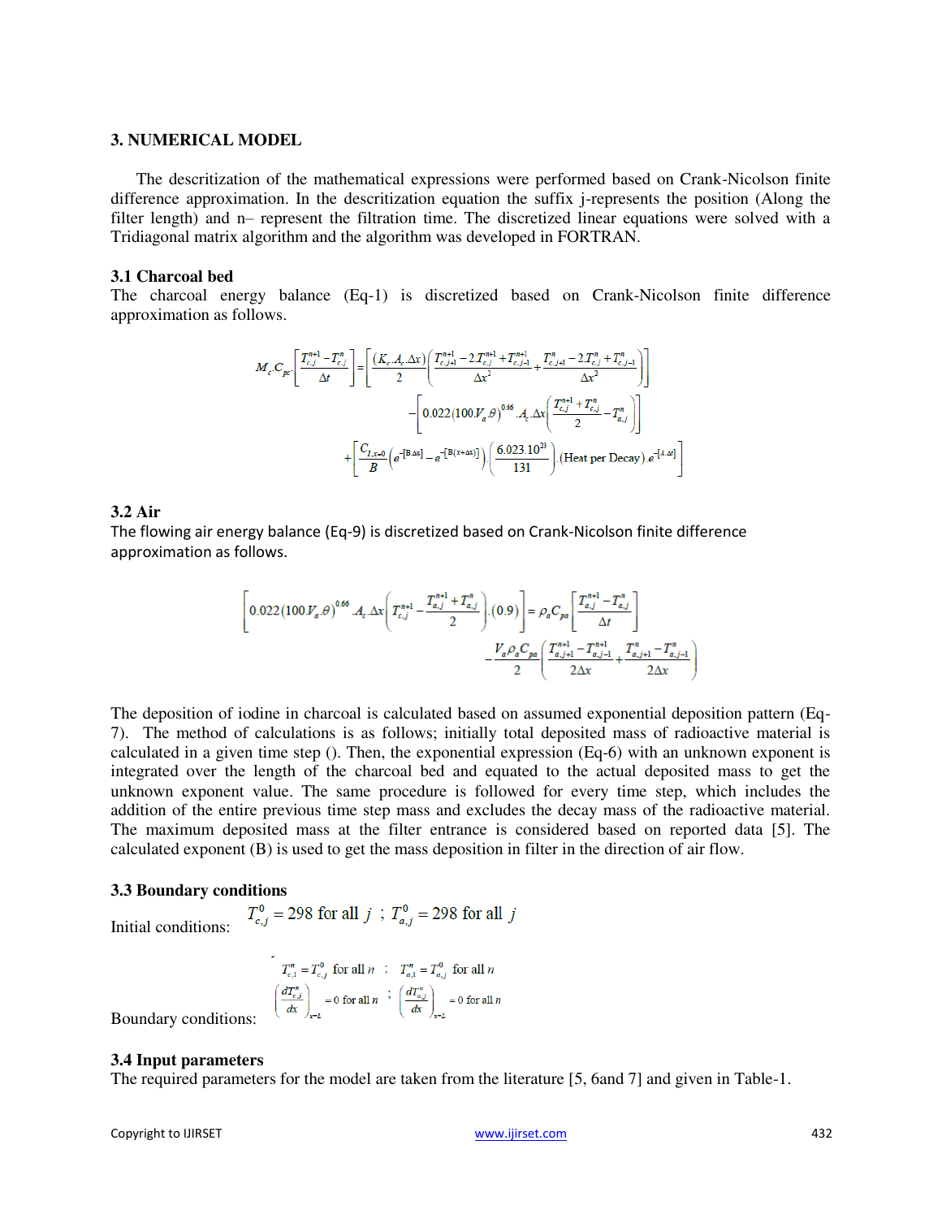## 3. NUMERICAL MODEL

The descritization of the mathematical expressions were performed based on Crank-Nicolson finite difference approximation. In the descritization equation the suffix j-represents the position (Along the filter length) and n– represent the filtration time. The discretized linear equations were solved with a Tridiagonal matrix algorithm and the algorithm was developed in FORTRAN.

### 3.1 Charcoal bed

The charcoal energy balance (Eq-1) is discretized based on Crank-Nicolson finite difference approximation as follows.

$$M_c C_{pc}\left[\frac{T_{c,j}^{n+1}-T_{c,j}^{n}}{\Delta t}\right]=\left[\frac{(K_c.A_c.\Delta x)}{2}\left(\frac{T_{c,j+1}^{n+1}-2.T_{c,j}^{n+1}+T_{c,j-1}^{n+1}}{\Delta x^2}+\frac{T_{c,j+1}^{n}-2.T_{c,j}^{n}+T_{c,j-1}^{n}}{\Delta x^2}\right)\right]$$
$$-\left[0.022(100.V_a.\theta)^{0.66}.A_c.\Delta x\left(\frac{T_{c,j}^{n+1}+T_{c,j}^{n}}{2}-T_{a,j}^{n}\right)\right]$$
$$+\left[\frac{C_{I,x=0}}{B}\left(e^{-[B\Delta x]}-e^{-[B(x+\Delta x)]}\right)\left(\frac{6.023.10^{23}}{131}\right).(\text{Heat per Decay}).e^{-[\lambda.\Delta t]}\right]$$

### 3.2 Air

The flowing air energy balance (Eq-9) is discretized based on Crank-Nicolson finite difference approximation as follows.

$$\left[0.022(100.V_a.\theta)^{0.66}.A_c.\Delta x\left(T_{c,j}^{n+1}-\frac{T_{a,j}^{n+1}+T_{a,j}^{n}}{2}\right).(0.9)\right]=\rho_a C_{pa}\left[\frac{T_{a,j}^{n+1}-T_{a,j}^{n}}{\Delta t}\right]$$
$$-\frac{V_a\rho_a C_{pa}}{2}\left(\frac{T_{a,j+1}^{n+1}-T_{a,j-1}^{n+1}}{2\Delta x}+\frac{T_{a,j+1}^{n}-T_{a,j-1}^{n}}{2\Delta x}\right)$$

The deposition of iodine in charcoal is calculated based on assumed exponential deposition pattern (Eq-7). The method of calculations is as follows; initially total deposited mass of radioactive material is calculated in a given time step (). Then, the exponential expression (Eq-6) with an unknown exponent is integrated over the length of the charcoal bed and equated to the actual deposited mass to get the unknown exponent value. The same procedure is followed for every time step, which includes the addition of the entire previous time step mass and excludes the decay mass of the radioactive material. The maximum deposited mass at the filter entrance is considered based on reported data [5]. The calculated exponent (B) is used to get the mass deposition in filter in the direction of air flow.

### 3.3 Boundary conditions

Initial conditions: $T_{c,j}^{0}=298$ for all $j$ ; $T_{a,j}^{0}=298$ for all $j$

Boundary conditions:

$T_{c,1}^{n}=T_{c,j}^{0}$ for all $n$ ; $T_{a,1}^{n}=T_{a,j}^{0}$ for all $n$

$\left(\frac{dT_{c,j}^{n}}{dx}\right)_{x=L}=0$ for all $n$ ; $\left(\frac{dT_{a,j}^{n}}{dx}\right)_{x=L}=0$ for all $n$

### 3.4 Input parameters

The required parameters for the model are taken from the literature [5, 6and 7] and given in Table-1.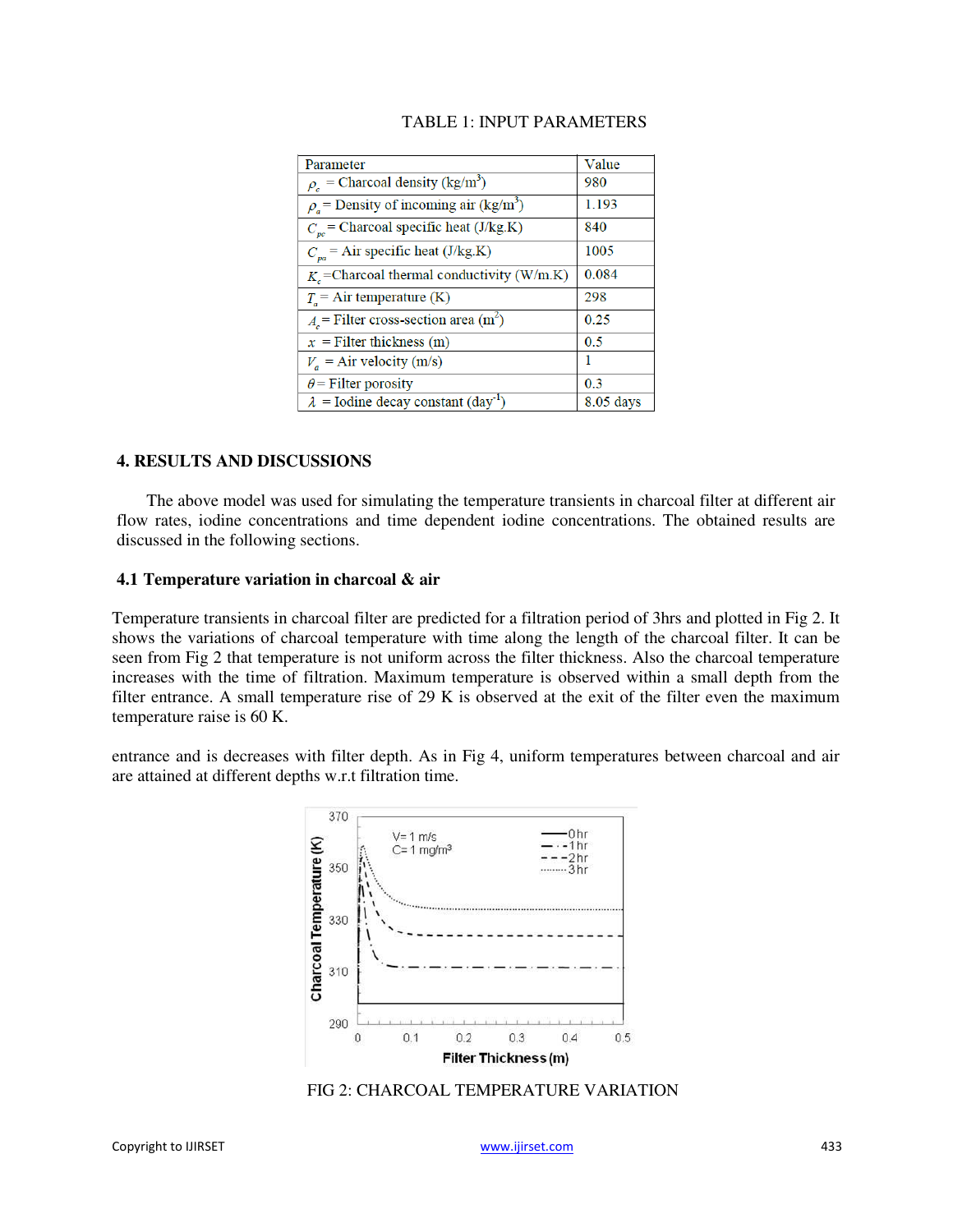TABLE 1: INPUT PARAMETERS

| Parameter | Value |
|---|---|
| $\rho_c$ = Charcoal density (kg/m$^3$) | 980 |
| $\rho_a$ = Density of incoming air (kg/m$^3$) | 1.193 |
| $C_{pc}$ = Charcoal specific heat (J/kg.K) | 840 |
| $C_{pa}$ = Air specific heat (J/kg.K) | 1005 |
| $K_c$ =Charcoal thermal conductivity (W/m.K) | 0.084 |
| $T_a$ = Air temperature (K) | 298 |
| $A_c$ = Filter cross-section area (m$^2$) | 0.25 |
| $x$ = Filter thickness (m) | 0.5 |
| $V_a$ = Air velocity (m/s) | 1 |
| $\theta$ = Filter porosity | 0.3 |
| $\lambda$ = Iodine decay constant (day$^{-1}$) | 8.05 days |

## 4. RESULTS AND DISCUSSIONS

The above model was used for simulating the temperature transients in charcoal filter at different air flow rates, iodine concentrations and time dependent iodine concentrations. The obtained results are discussed in the following sections.

### 4.1 Temperature variation in charcoal & air

Temperature transients in charcoal filter are predicted for a filtration period of 3hrs and plotted in Fig 2. It shows the variations of charcoal temperature with time along the length of the charcoal filter. It can be seen from Fig 2 that temperature is not uniform across the filter thickness. Also the charcoal temperature increases with the time of filtration. Maximum temperature is observed within a small depth from the filter entrance. A small temperature rise of 29 K is observed at the exit of the filter even the maximum temperature raise is 60 K.

entrance and is decreases with filter depth. As in Fig 4, uniform temperatures between charcoal and air are attained at different depths w.r.t filtration time.

FIG 2: CHARCOAL TEMPERATURE VARIATION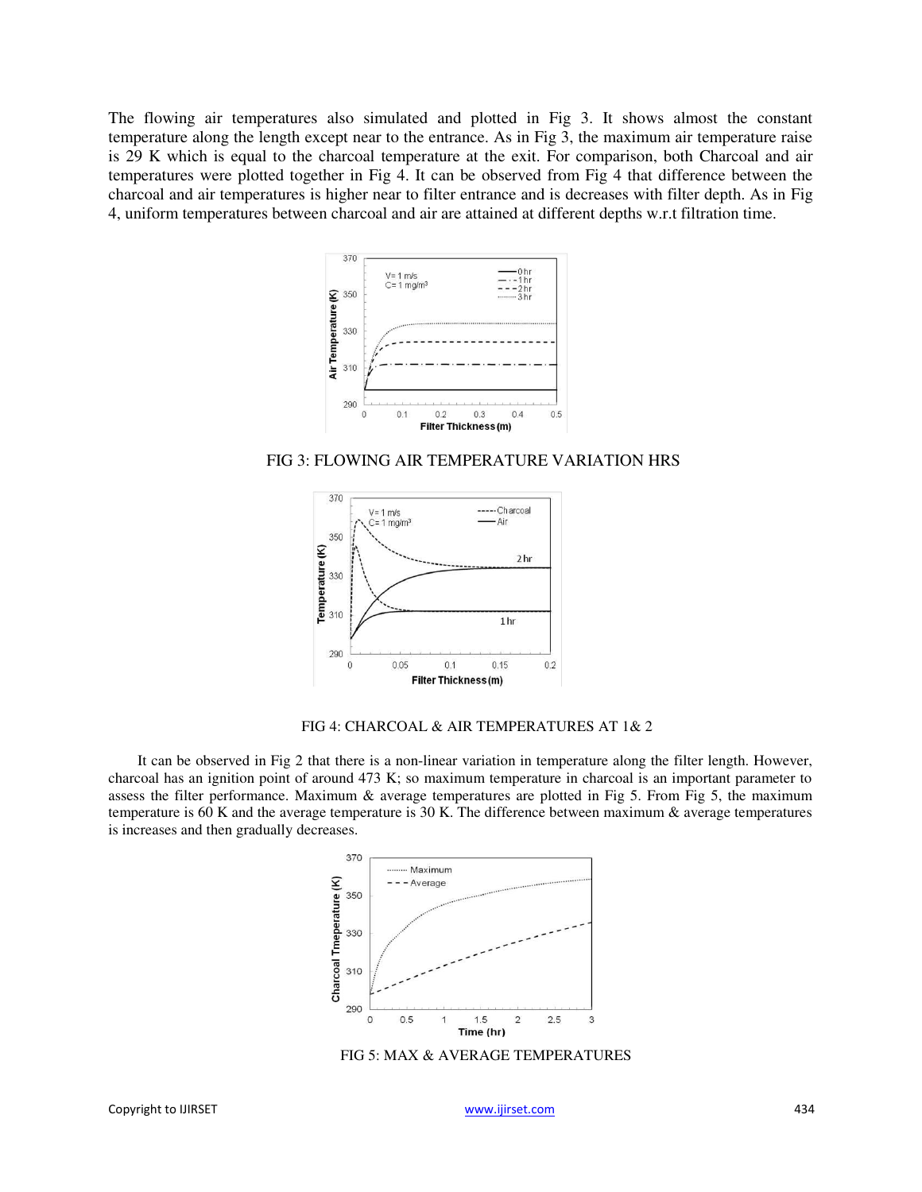The flowing air temperatures also simulated and plotted in Fig 3. It shows almost the constant temperature along the length except near to the entrance. As in Fig 3, the maximum air temperature raise is 29 K which is equal to the charcoal temperature at the exit. For comparison, both Charcoal and air temperatures were plotted together in Fig 4. It can be observed from Fig 4 that difference between the charcoal and air temperatures is higher near to filter entrance and is decreases with filter depth. As in Fig 4, uniform temperatures between charcoal and air are attained at different depths w.r.t filtration time.

FIG 3: FLOWING AIR TEMPERATURE VARIATION HRS

FIG 4: CHARCOAL & AIR TEMPERATURES AT 1& 2

It can be observed in Fig 2 that there is a non-linear variation in temperature along the filter length. However, charcoal has an ignition point of around 473 K; so maximum temperature in charcoal is an important parameter to assess the filter performance. Maximum & average temperatures are plotted in Fig 5. From Fig 5, the maximum temperature is 60 K and the average temperature is 30 K. The difference between maximum & average temperatures is increases and then gradually decreases.

FIG 5: MAX & AVERAGE TEMPERATURES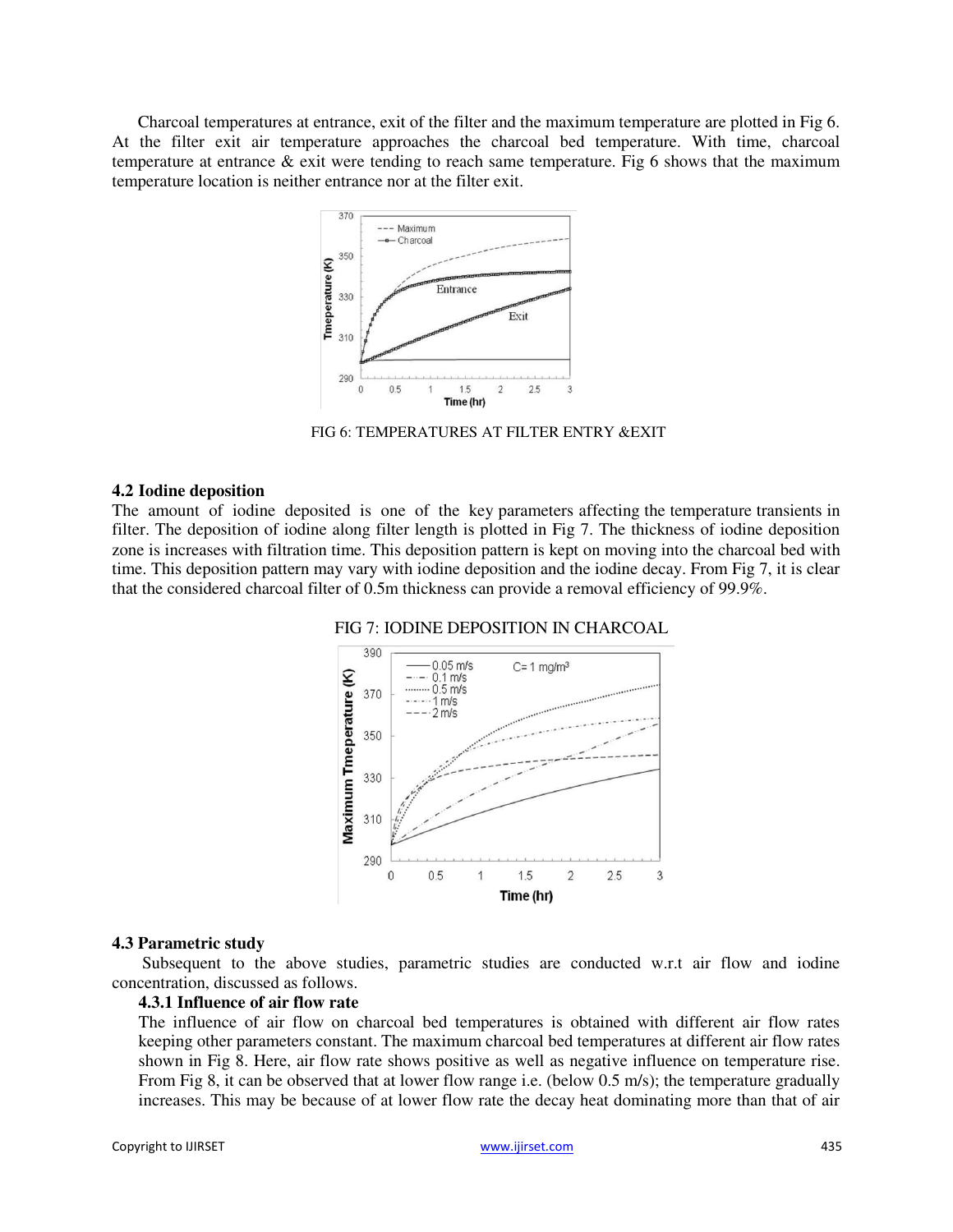Charcoal temperatures at entrance, exit of the filter and the maximum temperature are plotted in Fig 6. At the filter exit air temperature approaches the charcoal bed temperature. With time, charcoal temperature at entrance & exit were tending to reach same temperature. Fig 6 shows that the maximum temperature location is neither entrance nor at the filter exit.

FIG 6: TEMPERATURES AT FILTER ENTRY &EXIT

### 4.2 Iodine deposition

The amount of iodine deposited is one of the key parameters affecting the temperature transients in filter. The deposition of iodine along filter length is plotted in Fig 7. The thickness of iodine deposition zone is increases with filtration time. This deposition pattern is kept on moving into the charcoal bed with time. This deposition pattern may vary with iodine deposition and the iodine decay. From Fig 7, it is clear that the considered charcoal filter of 0.5m thickness can provide a removal efficiency of 99.9%.

FIG 7: IODINE DEPOSITION IN CHARCOAL

### 4.3 Parametric study

Subsequent to the above studies, parametric studies are conducted w.r.t air flow and iodine concentration, discussed as follows.

#### 4.3.1 Influence of air flow rate

The influence of air flow on charcoal bed temperatures is obtained with different air flow rates keeping other parameters constant. The maximum charcoal bed temperatures at different air flow rates shown in Fig 8. Here, air flow rate shows positive as well as negative influence on temperature rise. From Fig 8, it can be observed that at lower flow range i.e. (below 0.5 m/s); the temperature gradually increases. This may be because of at lower flow rate the decay heat dominating more than that of air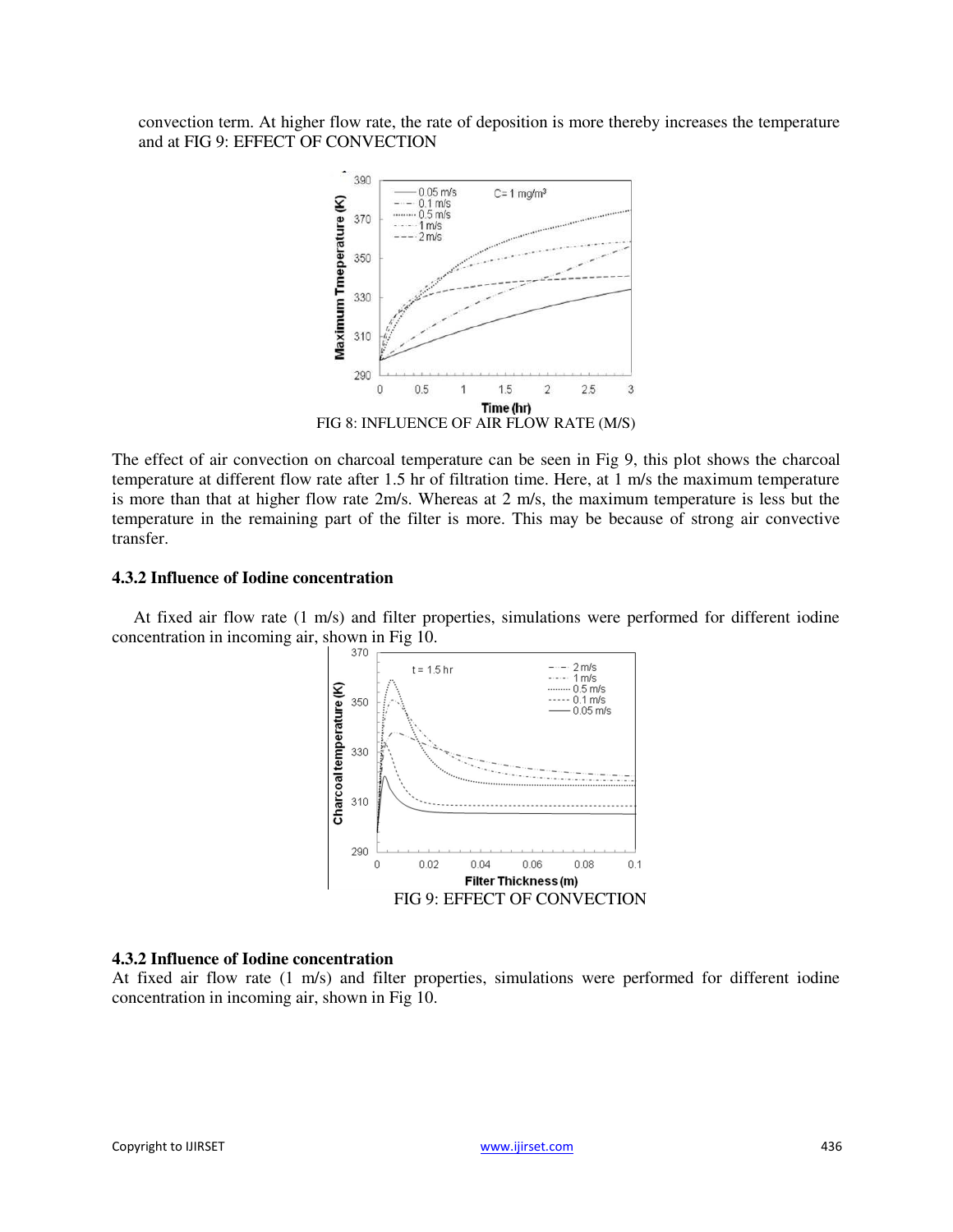convection term. At higher flow rate, the rate of deposition is more thereby increases the temperature and at FIG 9: EFFECT OF CONVECTION

FIG 8: INFLUENCE OF AIR FLOW RATE (M/S)

The effect of air convection on charcoal temperature can be seen in Fig 9, this plot shows the charcoal temperature at different flow rate after 1.5 hr of filtration time. Here, at 1 m/s the maximum temperature is more than that at higher flow rate 2m/s. Whereas at 2 m/s, the maximum temperature is less but the temperature in the remaining part of the filter is more. This may be because of strong air convective transfer.

### 4.3.2 Influence of Iodine concentration

At fixed air flow rate (1 m/s) and filter properties, simulations were performed for different iodine concentration in incoming air, shown in Fig 10.

FIG 9: EFFECT OF CONVECTION

### 4.3.2 Influence of Iodine concentration

At fixed air flow rate (1 m/s) and filter properties, simulations were performed for different iodine concentration in incoming air, shown in Fig 10.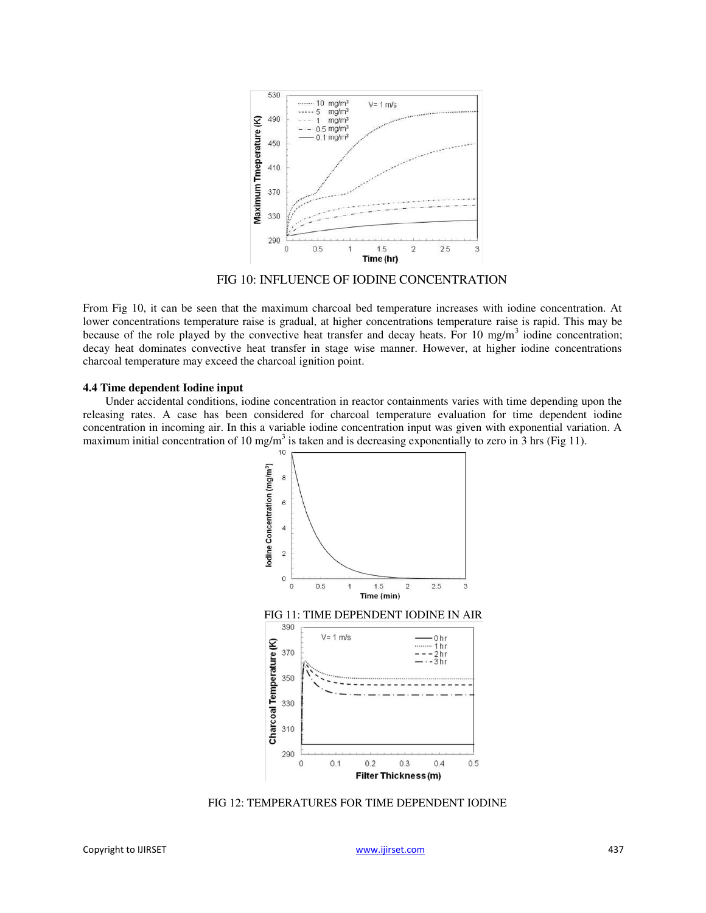FIG 10: INFLUENCE OF IODINE CONCENTRATION

From Fig 10, it can be seen that the maximum charcoal bed temperature increases with iodine concentration. At lower concentrations temperature raise is gradual, at higher concentrations temperature raise is rapid. This may be because of the role played by the convective heat transfer and decay heats. For 10 mg/m$^3$ iodine concentration; decay heat dominates convective heat transfer in stage wise manner. However, at higher iodine concentrations charcoal temperature may exceed the charcoal ignition point.

### 4.4 Time dependent Iodine input

Under accidental conditions, iodine concentration in reactor containments varies with time depending upon the releasing rates. A case has been considered for charcoal temperature evaluation for time dependent iodine concentration in incoming air. In this a variable iodine concentration input was given with exponential variation. A maximum initial concentration of 10 mg/m$^3$ is taken and is decreasing exponentially to zero in 3 hrs (Fig 11).

FIG 11: TIME DEPENDENT IODINE IN AIR

FIG 12: TEMPERATURES FOR TIME DEPENDENT IODINE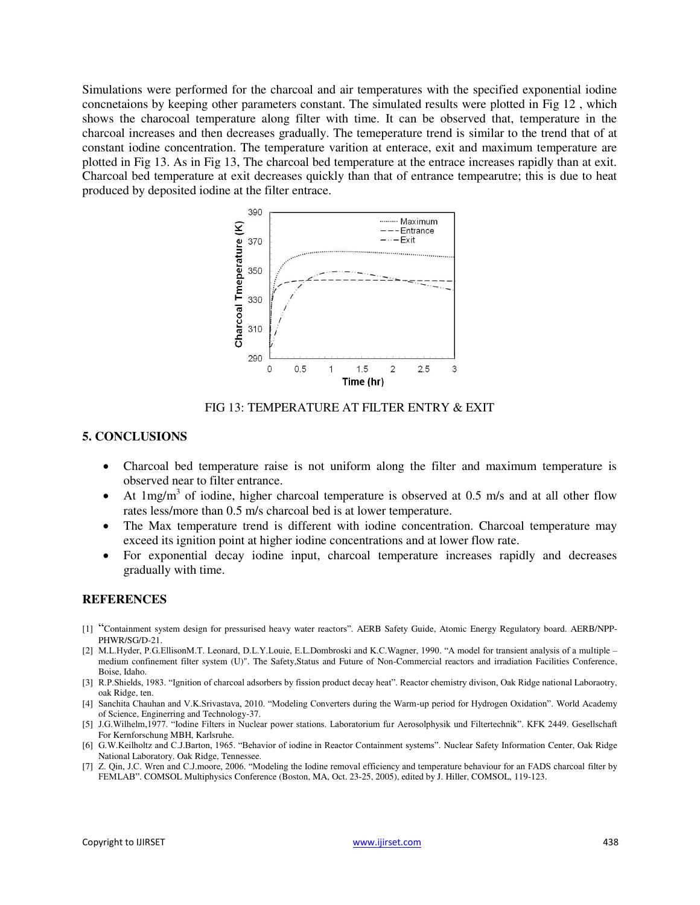Simulations were performed for the charcoal and air temperatures with the specified exponential iodine concnetaions by keeping other parameters constant. The simulated results were plotted in Fig 12 , which shows the charocoal temperature along filter with time. It can be observed that, temperature in the charcoal increases and then decreases gradually. The temeperature trend is similar to the trend that of at constant iodine concentration. The temperature varition at enterace, exit and maximum temperature are plotted in Fig 13. As in Fig 13, The charcoal bed temperature at the entrace increases rapidly than at exit. Charcoal bed temperature at exit decreases quickly than that of entrance tempearutre; this is due to heat produced by deposited iodine at the filter entrace.

Charcoal Tmeperature (K)
390
370
350
330
310
290
0 0.5 1 1.5 2 2.5 3
Time (hr)
Maximum
Entrance
Exit

FIG 13: TEMPERATURE AT FILTER ENTRY & EXIT

## 5. CONCLUSIONS

- Charcoal bed temperature raise is not uniform along the filter and maximum temperature is observed near to filter entrance.
- At 1mg/m$^3$ of iodine, higher charcoal temperature is observed at 0.5 m/s and at all other flow rates less/more than 0.5 m/s charcoal bed is at lower temperature.
- The Max temperature trend is different with iodine concentration. Charcoal temperature may exceed its ignition point at higher iodine concentrations and at lower flow rate.
- For exponential decay iodine input, charcoal temperature increases rapidly and decreases gradually with time.

## REFERENCES

[1] "Containment system design for pressurised heavy water reactors". AERB Safety Guide, Atomic Energy Regulatory board. AERB/NPP-PHWR/SG/D-21.

[2] M.L.Hyder, P.G.EllisonM.T. Leonard, D.L.Y.Louie, E.L.Dombroski and K.C.Wagner, 1990. "A model for transient analysis of a multiple – medium confinement filter system (U)". The Safety,Status and Future of Non-Commercial reactors and irradiation Facilities Conference, Boise, Idaho.

[3] R.P.Shields, 1983. "Ignition of charcoal adsorbers by fission product decay heat". Reactor chemistry divison, Oak Ridge national Laboraotry, oak Ridge, ten.

[4] Sanchita Chauhan and V.K.Srivastava, 2010. "Modeling Converters during the Warm-up period for Hydrogen Oxidation". World Academy of Science, Enginerring and Technology-37.

[5] J.G.Wilhelm,1977. "Iodine Filters in Nuclear power stations. Laboratorium fur Aerosolphysik und Filtertechnik". KFK 2449. Gesellschaft For Kernforschung MBH, Karlsruhe.

[6] G.W.Keilholtz and C.J.Barton, 1965. "Behavior of iodine in Reactor Containment systems". Nuclear Safety Information Center, Oak Ridge National Laboratory. Oak Ridge, Tennessee.

[7] Z. Qin, J.C. Wren and C.J.moore, 2006. "Modeling the Iodine removal efficiency and temperature behaviour for an FADS charcoal filter by FEMLAB". COMSOL Multiphysics Conference (Boston, MA, Oct. 23-25, 2005), edited by J. Hiller, COMSOL, 119-123.